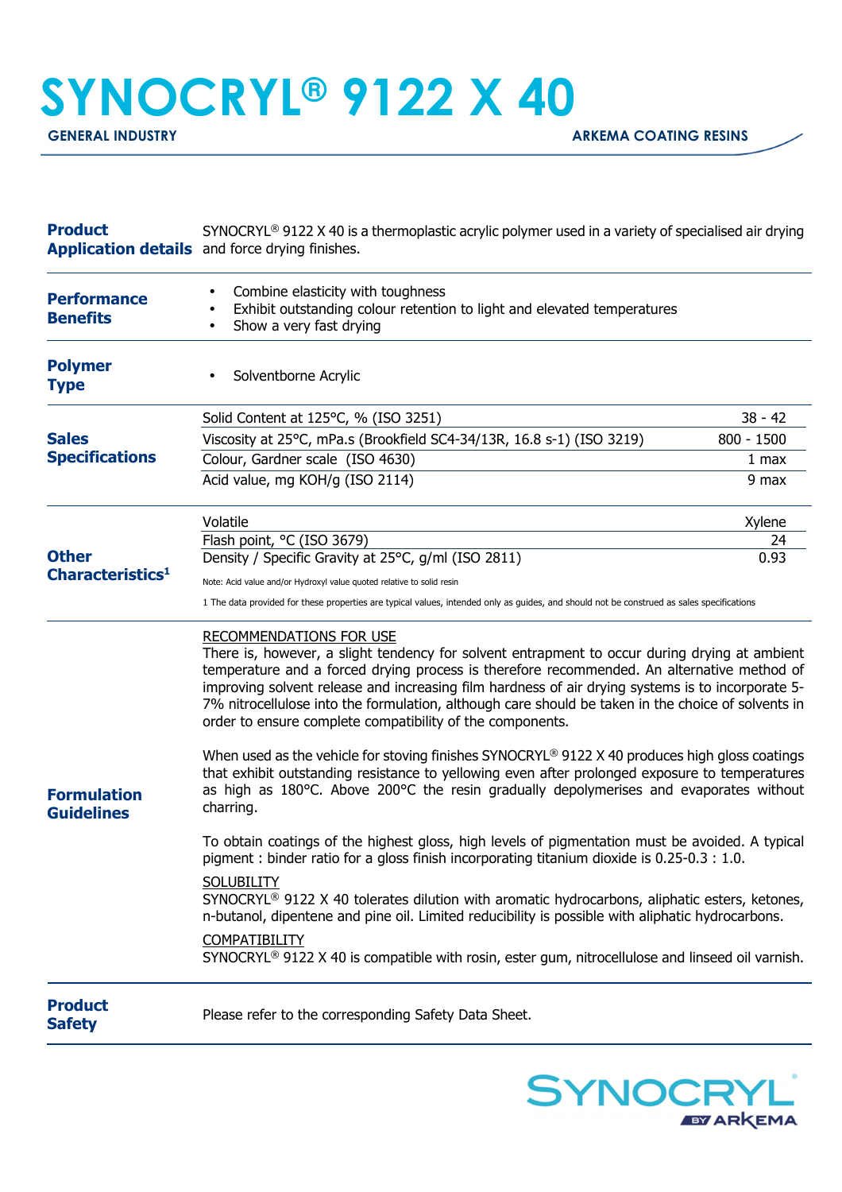# SYNOCRYL® 9122 X 40

**GENERAL INDUSTRY** | **ARKEMA COATING RESINS**

## Product Application details

SYNOCRYL® 9122 X 40 is a thermoplastic acrylic polymer used in a variety of specialised air drying and force drying finishes.

## Performance Benefits

- Combine elasticity with toughness
- Exhibit outstanding colour retention to light and elevated temperatures
- Show a very fast drying

## Polymer Type

- Solventborne Acrylic

## Sales Specifications

| Property | Value |
|---|---|
| Solid Content at 125°C, % (ISO 3251) | 38 - 42 |
| Viscosity at 25°C, mPa.s (Brookfield SC4-34/13R, 16.8 s-1) (ISO 3219) | 800 - 1500 |
| Colour, Gardner scale (ISO 4630) | 1 max |
| Acid value, mg KOH/g (ISO 2114) | 9 max |

## Other Characteristics[1]

| Property | Value |
|---|---|
| Volatile | Xylene |
| Flash point, °C (ISO 3679) | 24 |
| Density / Specific Gravity at 25°C, g/ml (ISO 2811) | 0.93 |

Note: Acid value and/or Hydroxyl value quoted relative to solid resin

1 The data provided for these properties are typical values, intended only as guides, and should not be construed as sales specifications

## Formulation Guidelines

RECOMMENDATIONS FOR USE

There is, however, a slight tendency for solvent entrapment to occur during drying at ambient temperature and a forced drying process is therefore recommended. An alternative method of improving solvent release and increasing film hardness of air drying systems is to incorporate 5-7% nitrocellulose into the formulation, although care should be taken in the choice of solvents in order to ensure complete compatibility of the components.

When used as the vehicle for stoving finishes SYNOCRYL® 9122 X 40 produces high gloss coatings that exhibit outstanding resistance to yellowing even after prolonged exposure to temperatures as high as 180°C. Above 200°C the resin gradually depolymerises and evaporates without charring.

To obtain coatings of the highest gloss, high levels of pigmentation must be avoided. A typical pigment : binder ratio for a gloss finish incorporating titanium dioxide is 0.25-0.3 : 1.0.

SOLUBILITY

SYNOCRYL® 9122 X 40 tolerates dilution with aromatic hydrocarbons, aliphatic esters, ketones, n-butanol, dipentene and pine oil. Limited reducibility is possible with aliphatic hydrocarbons.

COMPATIBILITY

SYNOCRYL® 9122 X 40 is compatible with rosin, ester gum, nitrocellulose and linseed oil varnish.

## Product Safety

Please refer to the corresponding Safety Data Sheet.

SYNOCRYL® BY ARKEMA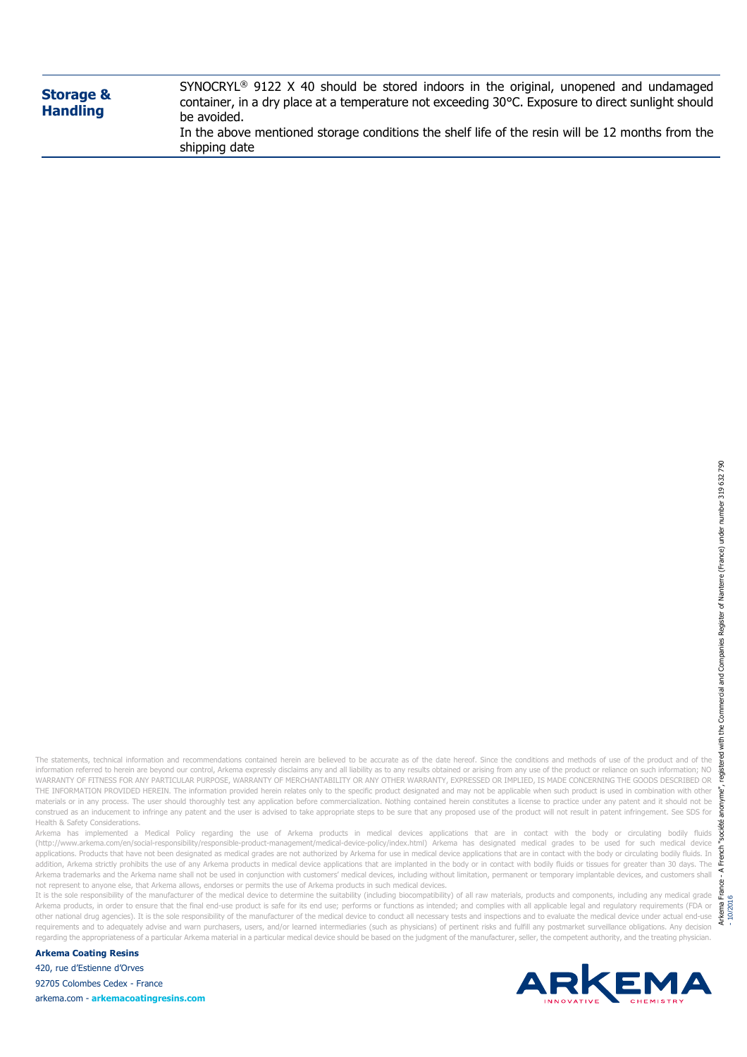| | |
|---|---|
| **Storage & Handling** | SYNOCRYL® 9122 X 40 should be stored indoors in the original, unopened and undamaged container, in a dry place at a temperature not exceeding 30°C. Exposure to direct sunlight should be avoided.<br>In the above mentioned storage conditions the shelf life of the resin will be 12 months from the shipping date |

The statements, technical information and recommendations contained herein are believed to be accurate as of the date hereof. Since the conditions and methods of use of the product and of the information referred to herein are beyond our control, Arkema expressly disclaims any and all liability as to any results obtained or arising from any use of the product or reliance on such information; NO WARRANTY OF FITNESS FOR ANY PARTICULAR PURPOSE, WARRANTY OF MERCHANTABILITY OR ANY OTHER WARRANTY, EXPRESSED OR IMPLIED, IS MADE CONCERNING THE GOODS DESCRIBED OR THE INFORMATION PROVIDED HEREIN. The information provided herein relates only to the specific product designated and may not be applicable when such product is used in combination with other materials or in any process. The user should thoroughly test any application before commercialization. Nothing contained herein constitutes a license to practice under any patent and it should not be construed as an inducement to infringe any patent and the user is advised to take appropriate steps to be sure that any proposed use of the product will not result in patent infringement. See SDS for Health & Safety Considerations.

Arkema has implemented a Medical Policy regarding the use of Arkema products in medical devices applications that are in contact with the body or circulating bodily fluids (http://www.arkema.com/en/social-responsibility/responsible-product-management/medical-device-policy/index.html) Arkema has designated medical grades to be used for such medical device applications. Products that have not been designated as medical grades are not authorized by Arkema for use in medical device applications that are in contact with the body or circulating bodily fluids. In addition, Arkema strictly prohibits the use of any Arkema products in medical device applications that are implanted in the body or in contact with bodily fluids or tissues for greater than 30 days. The Arkema trademarks and the Arkema name shall not be used in conjunction with customers' medical devices, including without limitation, permanent or temporary implantable devices, and customers shall not represent to anyone else, that Arkema allows, endorses or permits the use of Arkema products in such medical devices.

It is the sole responsibility of the manufacturer of the medical device to determine the suitability (including biocompatibility) of all raw materials, products and components, including any medical grade Arkema products, in order to ensure that the final end-use product is safe for its end use; performs or functions as intended; and complies with all applicable legal and regulatory requirements (FDA or other national drug agencies). It is the sole responsibility of the manufacturer of the medical device to conduct all necessary tests and inspections and to evaluate the medical device under actual end-use requirements and to adequately advise and warn purchasers, users, and/or learned intermediaries (such as physicians) of pertinent risks and fulfill any postmarket surveillance obligations. Any decision regarding the appropriateness of a particular Arkema material in a particular medical device should be based on the judgment of the manufacturer, seller, the competent authority, and the treating physician.

**Arkema Coating Resins**
420, rue d'Estienne d'Orves
92705 Colombes Cedex - France
arkema.com - **arkemacoatingresins.com**

ARKEMA INNOVATIVE CHEMISTRY

Arkema France - A French "société anonyme", registered with the Commercial and Companies Register of Nanterre (France) under number 319 632 790 - 10/2016